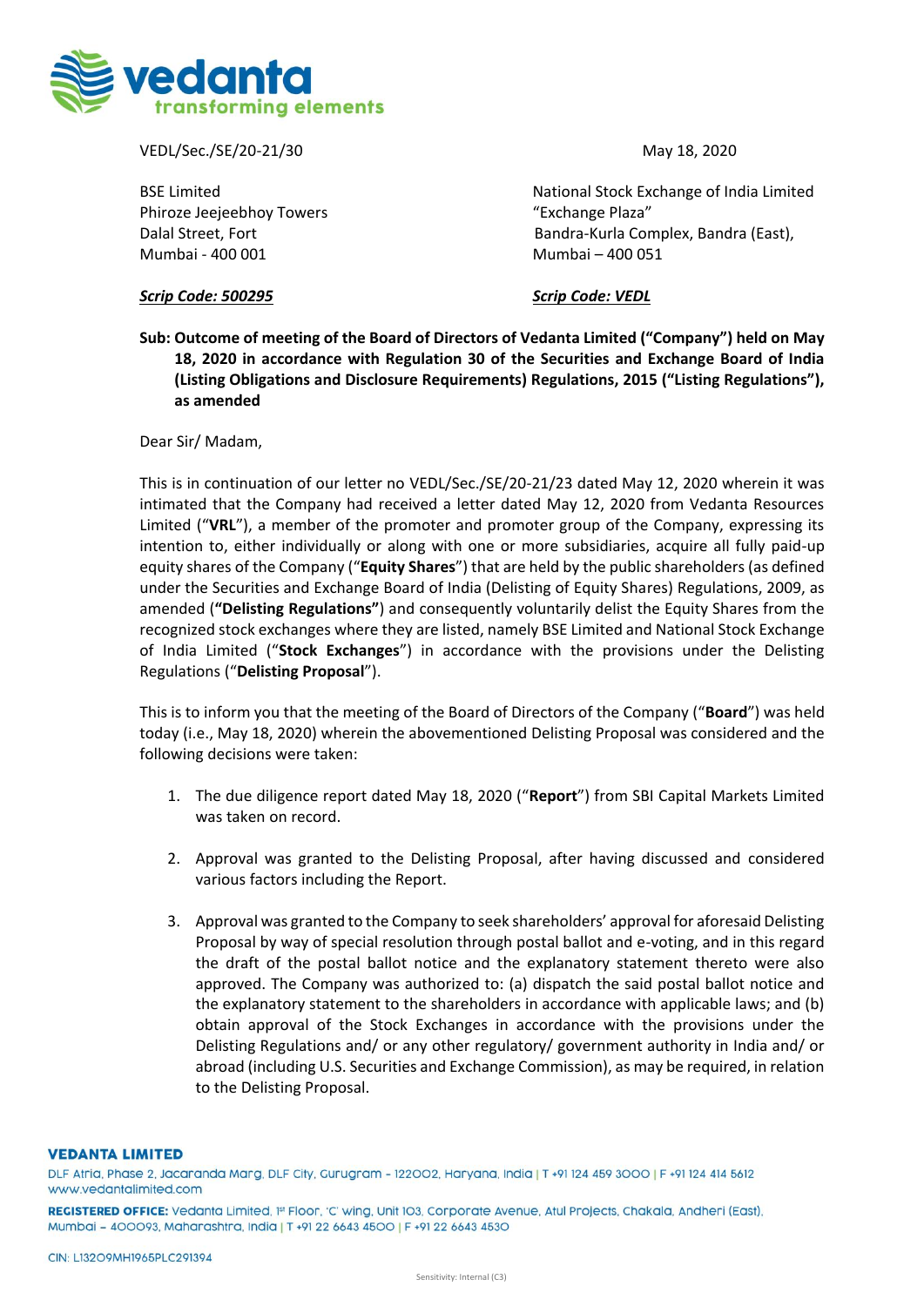VEDL/Sec./SE/20-21/30

May 18, 2020

BSE Limited
Phiroze Jeejeebhoy Towers
Dalal Street, Fort
Mumbai - 400 001

National Stock Exchange of India Limited
"Exchange Plaza"
Bandra-Kurla Complex, Bandra (East),
Mumbai – 400 051

***Scrip Code: 500295***

***Scrip Code: VEDL***

**Sub: Outcome of meeting of the Board of Directors of Vedanta Limited ("Company") held on May 18, 2020 in accordance with Regulation 30 of the Securities and Exchange Board of India (Listing Obligations and Disclosure Requirements) Regulations, 2015 ("Listing Regulations"), as amended**

Dear Sir/ Madam,

This is in continuation of our letter no VEDL/Sec./SE/20-21/23 dated May 12, 2020 wherein it was intimated that the Company had received a letter dated May 12, 2020 from Vedanta Resources Limited ("**VRL**"), a member of the promoter and promoter group of the Company, expressing its intention to, either individually or along with one or more subsidiaries, acquire all fully paid-up equity shares of the Company ("**Equity Shares**") that are held by the public shareholders (as defined under the Securities and Exchange Board of India (Delisting of Equity Shares) Regulations, 2009, as amended (**"Delisting Regulations"**) and consequently voluntarily delist the Equity Shares from the recognized stock exchanges where they are listed, namely BSE Limited and National Stock Exchange of India Limited ("**Stock Exchanges**") in accordance with the provisions under the Delisting Regulations ("**Delisting Proposal**").

This is to inform you that the meeting of the Board of Directors of the Company ("**Board**") was held today (i.e., May 18, 2020) wherein the abovementioned Delisting Proposal was considered and the following decisions were taken:

1. The due diligence report dated May 18, 2020 ("**Report**") from SBI Capital Markets Limited was taken on record.

2. Approval was granted to the Delisting Proposal, after having discussed and considered various factors including the Report.

3. Approval was granted to the Company to seek shareholders' approval for aforesaid Delisting Proposal by way of special resolution through postal ballot and e-voting, and in this regard the draft of the postal ballot notice and the explanatory statement thereto were also approved. The Company was authorized to: (a) dispatch the said postal ballot notice and the explanatory statement to the shareholders in accordance with applicable laws; and (b) obtain approval of the Stock Exchanges in accordance with the provisions under the Delisting Regulations and/ or any other regulatory/ government authority in India and/ or abroad (including U.S. Securities and Exchange Commission), as may be required, in relation to the Delisting Proposal.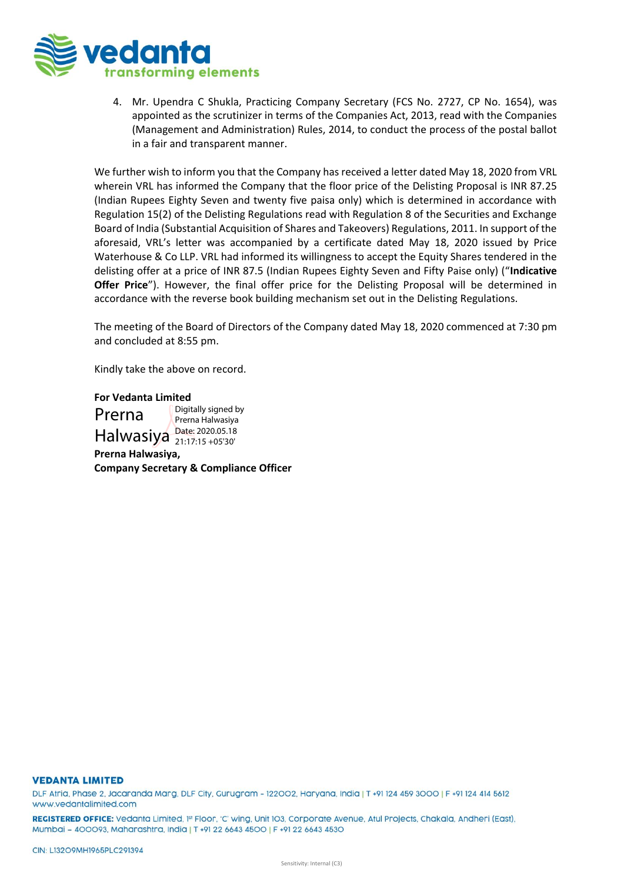4. Mr. Upendra C Shukla, Practicing Company Secretary (FCS No. 2727, CP No. 1654), was appointed as the scrutinizer in terms of the Companies Act, 2013, read with the Companies (Management and Administration) Rules, 2014, to conduct the process of the postal ballot in a fair and transparent manner.

We further wish to inform you that the Company has received a letter dated May 18, 2020 from VRL wherein VRL has informed the Company that the floor price of the Delisting Proposal is INR 87.25 (Indian Rupees Eighty Seven and twenty five paisa only) which is determined in accordance with Regulation 15(2) of the Delisting Regulations read with Regulation 8 of the Securities and Exchange Board of India (Substantial Acquisition of Shares and Takeovers) Regulations, 2011. In support of the aforesaid, VRL's letter was accompanied by a certificate dated May 18, 2020 issued by Price Waterhouse & Co LLP. VRL had informed its willingness to accept the Equity Shares tendered in the delisting offer at a price of INR 87.5 (Indian Rupees Eighty Seven and Fifty Paise only) ("**Indicative Offer Price**"). However, the final offer price for the Delisting Proposal will be determined in accordance with the reverse book building mechanism set out in the Delisting Regulations.

The meeting of the Board of Directors of the Company dated May 18, 2020 commenced at 7:30 pm and concluded at 8:55 pm.

Kindly take the above on record.

**For Vedanta Limited**

Prerna Halwasiya — Digitally signed by Prerna Halwasiya, Date: 2020.05.18 21:17:15 +05'30'

**Prerna Halwasiya,**
**Company Secretary & Compliance Officer**

**VEDANTA LIMITED**
DLF Atria, Phase 2, Jacaranda Marg, DLF City, Gurugram - 122002, Haryana, India | T +91 124 459 3000 | F +91 124 414 5612
www.vedantalimited.com

**REGISTERED OFFICE:** Vedanta Limited, 1st Floor, 'C' wing, Unit 103, Corporate Avenue, Atul Projects, Chakala, Andheri (East), Mumbai – 400093, Maharashtra, India | T +91 22 6643 4500 | F +91 22 6643 4530

CIN: L13209MH1965PLC291394